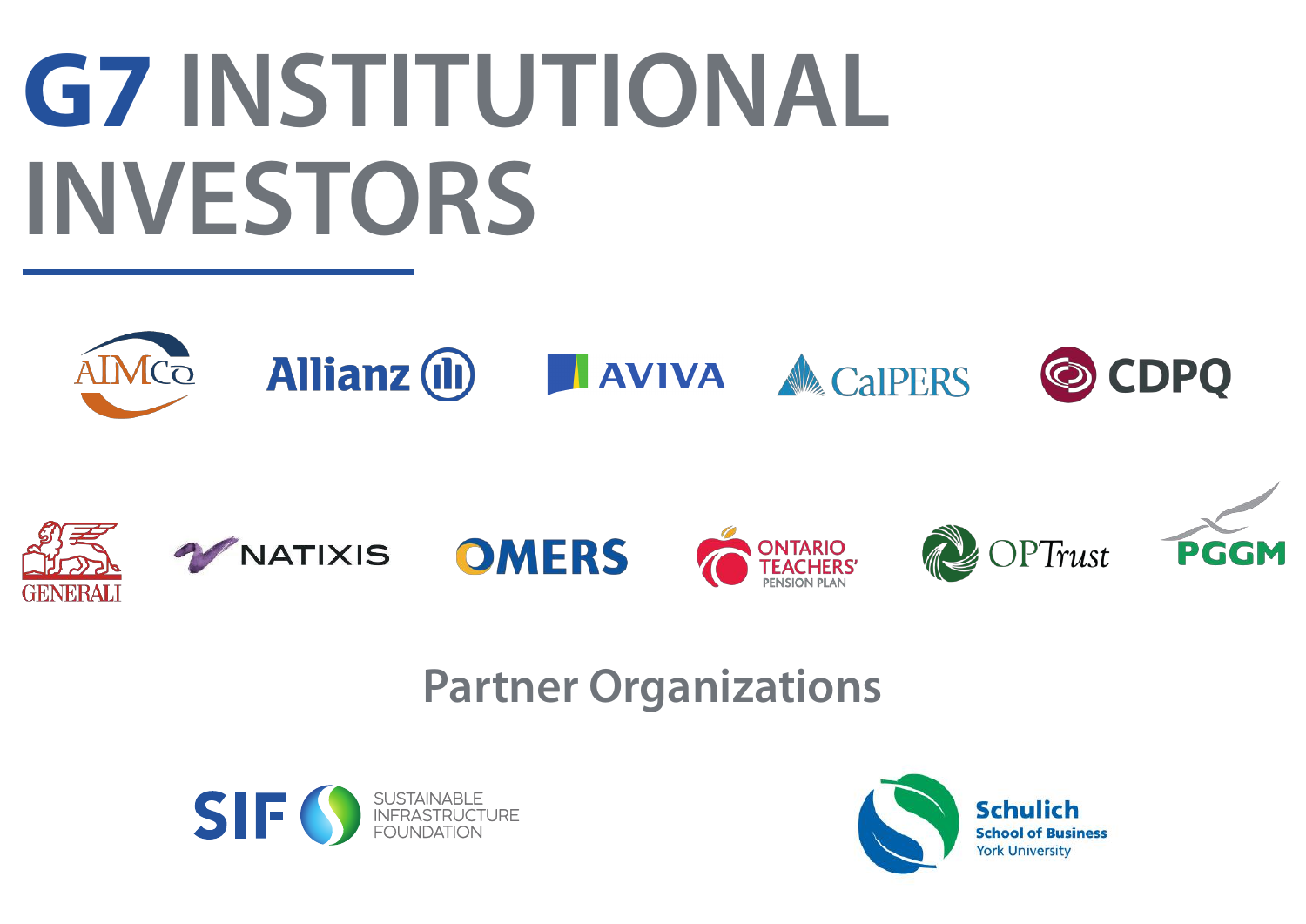# G7 INSTITUTIONAL INVESTORS

AIMCo

Allianz

AVIVA

CalPERS

CDPQ

GENERALI

NATIXIS

OMERS

ONTARIO TEACHERS' PENSION PLAN

OPTrust

PGGM

## Partner Organizations

SIF SUSTAINABLE INFRASTRUCTURE FOUNDATION

Schulich School of Business York University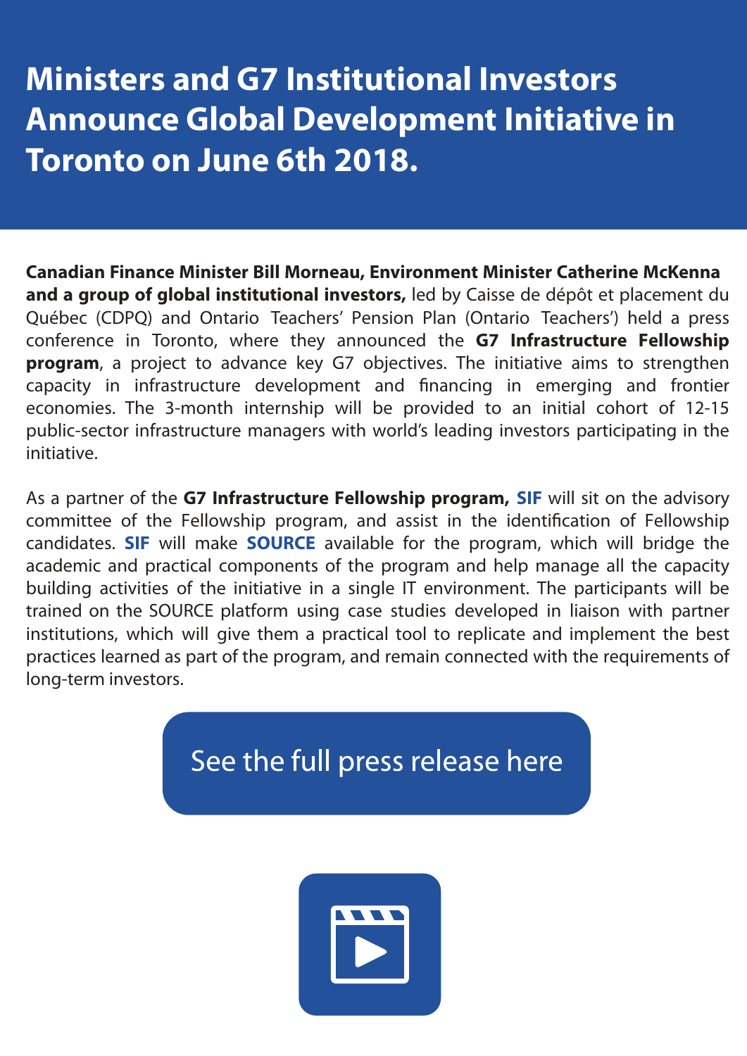# Ministers and G7 Institutional Investors Announce Global Development Initiative in Toronto on June 6th 2018.

**Canadian Finance Minister Bill Morneau, Environment Minister Catherine McKenna and a group of global institutional investors,** led by Caisse de dépôt et placement du Québec (CDPQ) and Ontario Teachers' Pension Plan (Ontario Teachers') held a press conference in Toronto, where they announced the **G7 Infrastructure Fellowship program**, a project to advance key G7 objectives. The initiative aims to strengthen capacity in infrastructure development and financing in emerging and frontier economies. The 3-month internship will be provided to an initial cohort of 12-15 public-sector infrastructure managers with world's leading investors participating in the initiative.

As a partner of the **G7 Infrastructure Fellowship program, SIF** will sit on the advisory committee of the Fellowship program, and assist in the identification of Fellowship candidates. **SIF** will make **SOURCE** available for the program, which will bridge the academic and practical components of the program and help manage all the capacity building activities of the initiative in a single IT environment. The participants will be trained on the SOURCE platform using case studies developed in liaison with partner institutions, which will give them a practical tool to replicate and implement the best practices learned as part of the program, and remain connected with the requirements of long-term investors.

See the full press release here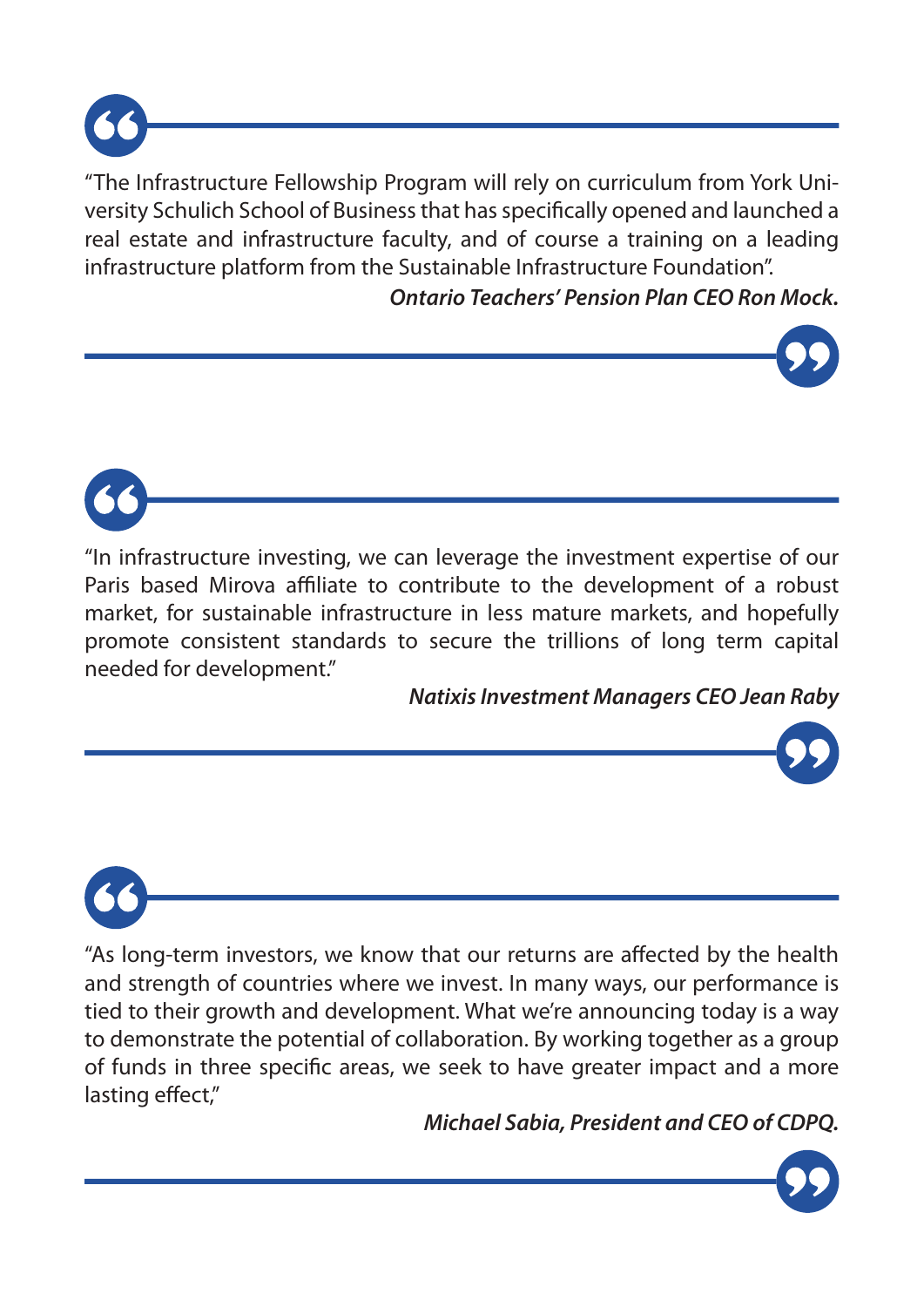"The Infrastructure Fellowship Program will rely on curriculum from York University Schulich School of Business that has specifically opened and launched a real estate and infrastructure faculty, and of course a training on a leading infrastructure platform from the Sustainable Infrastructure Foundation".

***Ontario Teachers' Pension Plan CEO Ron Mock.***

---

"In infrastructure investing, we can leverage the investment expertise of our Paris based Mirova affiliate to contribute to the development of a robust market, for sustainable infrastructure in less mature markets, and hopefully promote consistent standards to secure the trillions of long term capital needed for development."

***Natixis Investment Managers CEO Jean Raby***

---

"As long-term investors, we know that our returns are affected by the health and strength of countries where we invest. In many ways, our performance is tied to their growth and development. What we're announcing today is a way to demonstrate the potential of collaboration. By working together as a group of funds in three specific areas, we seek to have greater impact and a more lasting effect,"

***Michael Sabia, President and CEO of CDPQ.***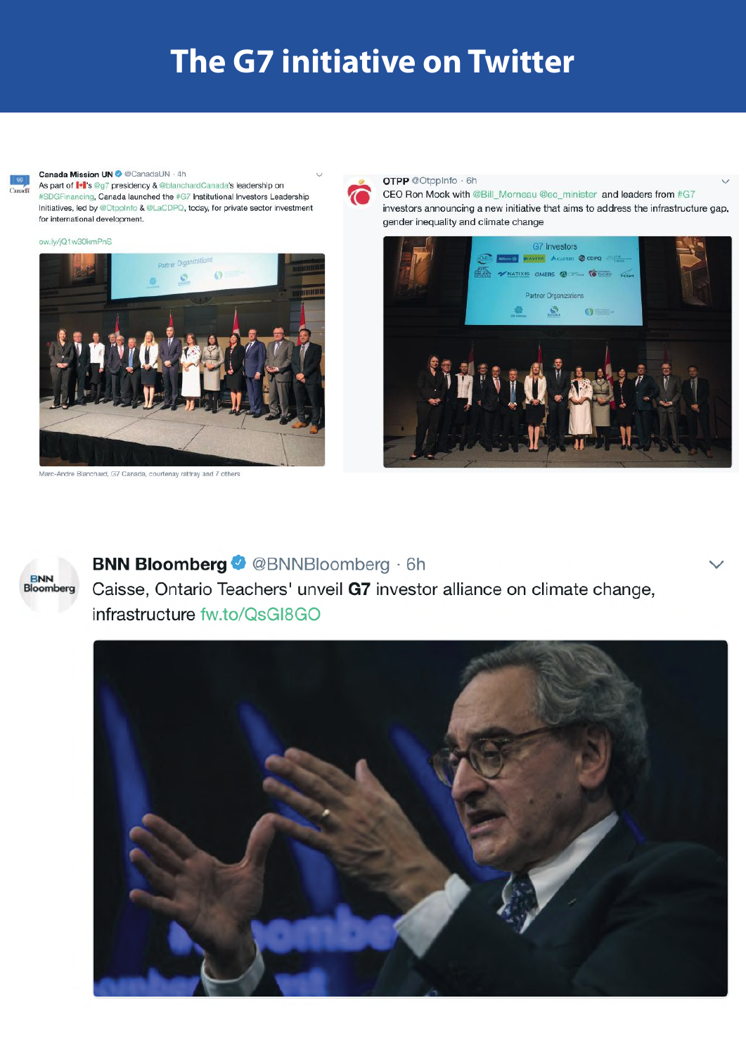# The G7 initiative on Twitter

**Canada Mission UN** @CanadaUN · 4h

As part of 🇨🇦's @g7 presidency & @blanchardCanada's leadership on #SDGFinancing, Canada launched the #G7 Institutional Investors Leadership Initiatives, led by @Otppinfo & @LaCDPQ, today, for private sector investment for international development.

ow.ly/jQ1w30kmPnS

Marc-Andre Blanchard, G7 Canada, courtenay rattray and 7 others

**OTPP** @OtppInfo · 6h

CEO Ron Mock with @Bill_Morneau @ec_minister and leaders from #G7 investors announcing a new initiative that aims to address the infrastructure gap, gender inequality and climate change

**BNN Bloomberg** @BNNBloomberg · 6h

Caisse, Ontario Teachers' unveil **G7** investor alliance on climate change, infrastructure fw.to/QsGI8GO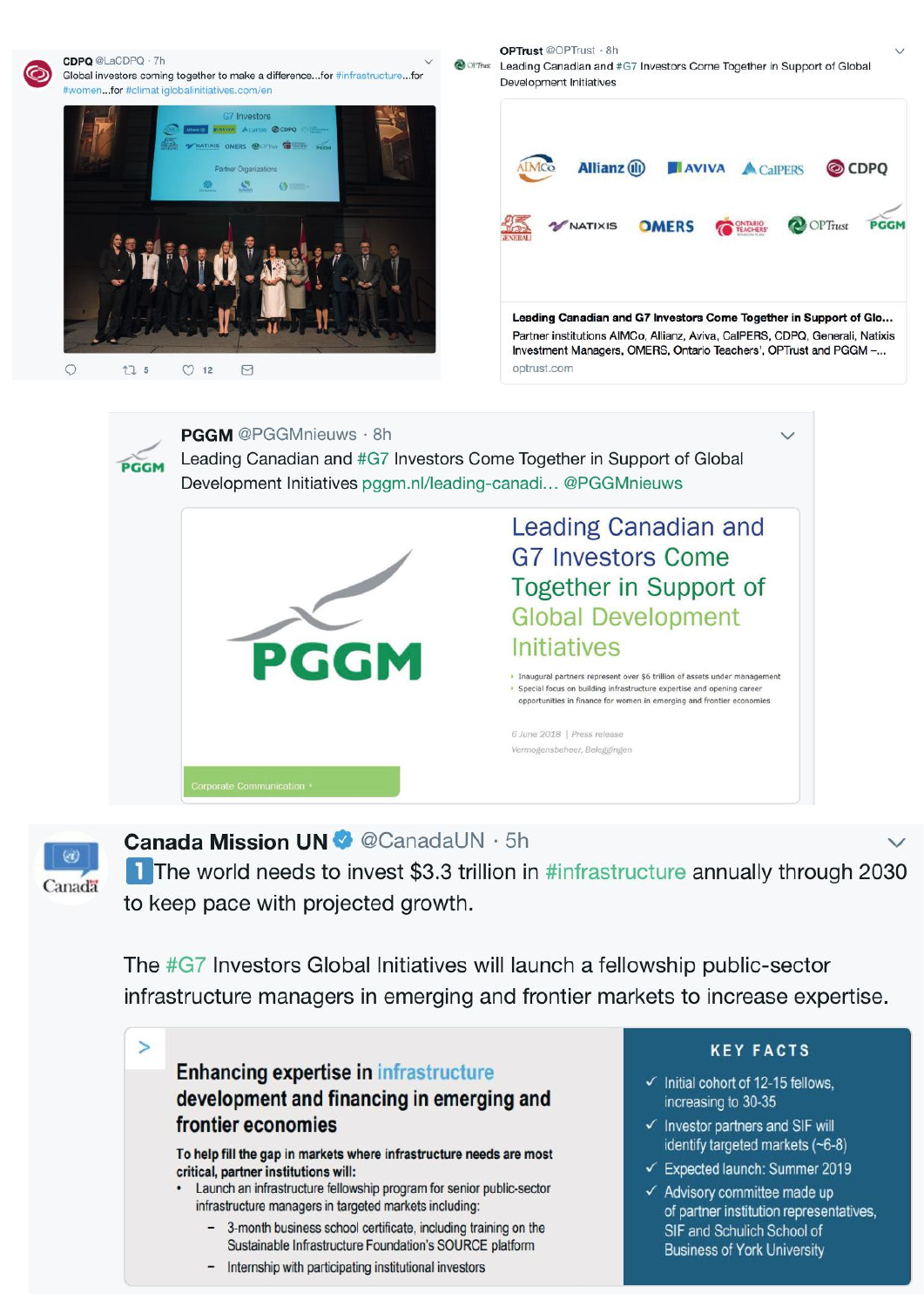**CDPQ** @LaCDPQ · 7h

Global investors coming together to make a difference...for #infrastructure...for #women...for #climat iglobalinitiatives.com/en

5 12

**OPTrust** @OPTrust · 8h

Leading Canadian and #G7 Investors Come Together in Support of Global Development Initiatives

AIMCo Allianz AVIVA CalPERS CDPQ GENERALI NATIXIS OMERS ONTARIO TEACHERS' OPTrust PGGM

**Leading Canadian and G7 Investors Come Together in Support of Glo...**

Partner institutions AIMCo, Allianz, Aviva, CalPERS, CDPQ, Generali, Natixis Investment Managers, OMERS, Ontario Teachers', OPTrust and PGGM –...

optrust.com

**PGGM** @PGGMnieuws · 8h

Leading Canadian and #G7 Investors Come Together in Support of Global Development Initiatives pggm.nl/leading-canadi... @PGGMnieuws

PGGM

Leading Canadian and G7 Investors Come Together in Support of Global Development Initiatives

- Inaugural partners represent over $6 trillion of assets under management
- Special focus on building infrastructure expertise and opening career opportunities in finance for women in emerging and frontier economies

6 June 2018 | Press release

Vermogensbeheer, Beleggingen

Corporate Communication

**Canada Mission UN** @CanadaUN · 5h

1 The world needs to invest $3.3 trillion in #infrastructure annually through 2030 to keep pace with projected growth.

The #G7 Investors Global Initiatives will launch a fellowship public-sector infrastructure managers in emerging and frontier markets to increase expertise.

**Enhancing expertise in infrastructure development and financing in emerging and frontier economies**

**To help fill the gap in markets where infrastructure needs are most critical, partner institutions will:**

- Launch an infrastructure fellowship program for senior public-sector infrastructure managers in targeted markets including:
  - 3-month business school certificate, including training on the Sustainable Infrastructure Foundation's SOURCE platform
  - Internship with participating institutional investors

**KEY FACTS**

- ✓ Initial cohort of 12-15 fellows, increasing to 30-35
- ✓ Investor partners and SIF will identify targeted markets (~6-8)
- ✓ Expected launch: Summer 2019
- ✓ Advisory committee made up of partner institution representatives, SIF and Schulich School of Business of York University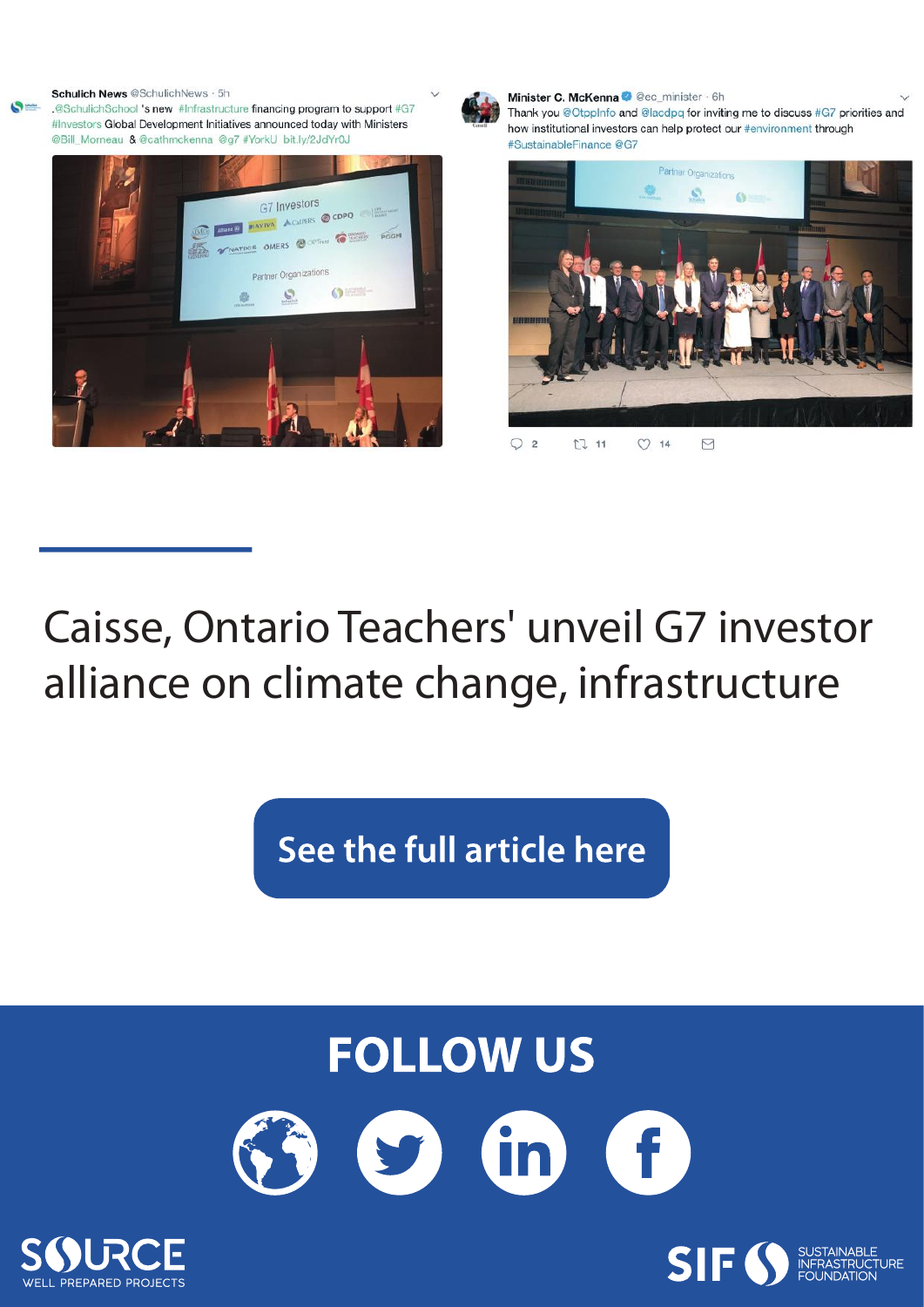Schulich News @SchulichNews · 5h

.@SchulichSchool 's new #Infrastructure financing program to support #G7 #Investors Global Development Initiatives announced today with Ministers @Bill_Morneau & @cathmckenna @g7 #YorkU bit.ly/2JdYr0J

Minister C. McKenna @ec_minister · 6h

Thank you @OtppInfo and @lacdpq for inviting me to discuss #G7 priorities and how institutional investors can help protect our #environment through #SustainableFinance @G7

2 11 14

# Caisse, Ontario Teachers' unveil G7 investor alliance on climate change, infrastructure

See the full article here

## FOLLOW US

SOURCE WELL PREPARED PROJECTS

SIF SUSTAINABLE INFRASTRUCTURE FOUNDATION